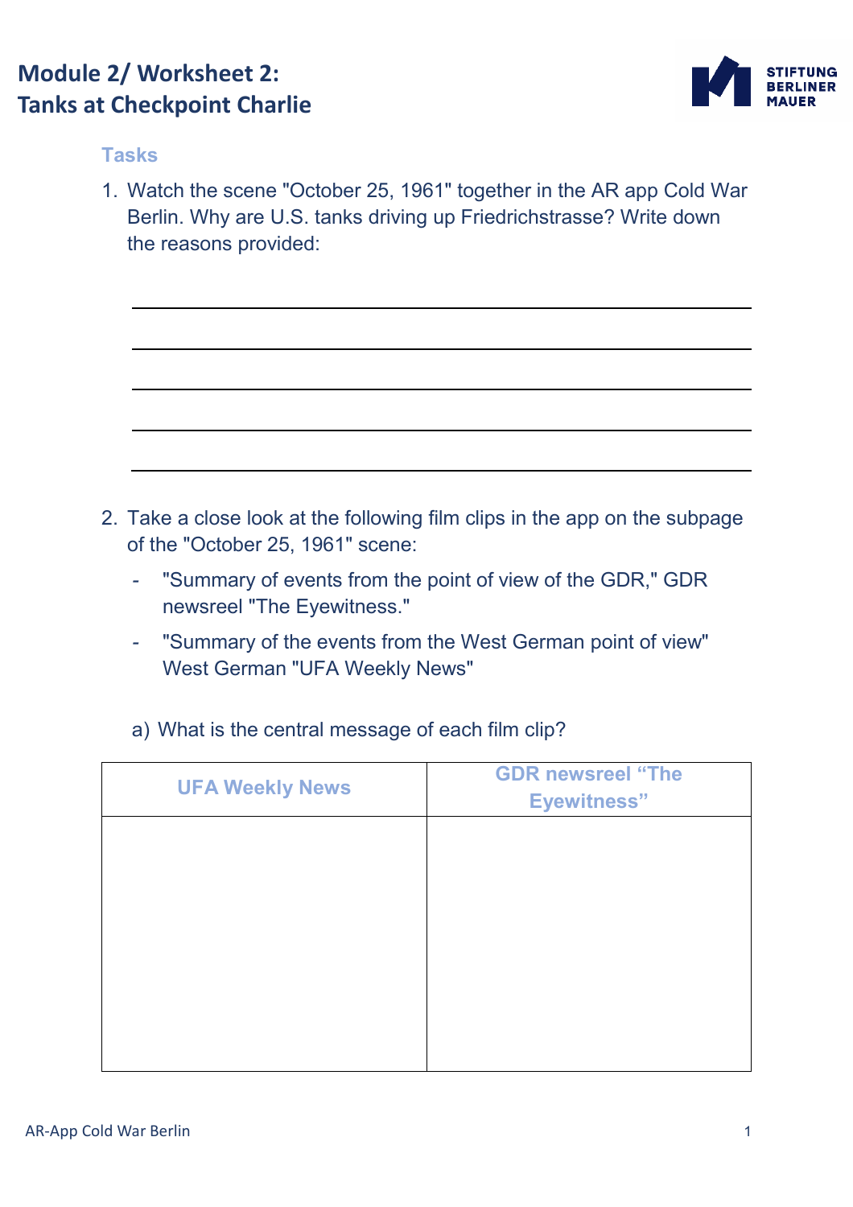# Module 2/ Worksheet 2: Tanks at Checkpoint Charlie

**Tasks**

1. Watch the scene "October 25, 1961" together in the AR app Cold War Berlin. Why are U.S. tanks driving up Friedrichstrasse? Write down the reasons provided:

2. Take a close look at the following film clips in the app on the subpage of the "October 25, 1961" scene:
   - "Summary of events from the point of view of the GDR," GDR newsreel "The Eyewitness."
   - "Summary of the events from the West German point of view" West German "UFA Weekly News"

   a) What is the central message of each film clip?

| UFA Weekly News | GDR newsreel "The Eyewitness" |
| --- | --- |
| | |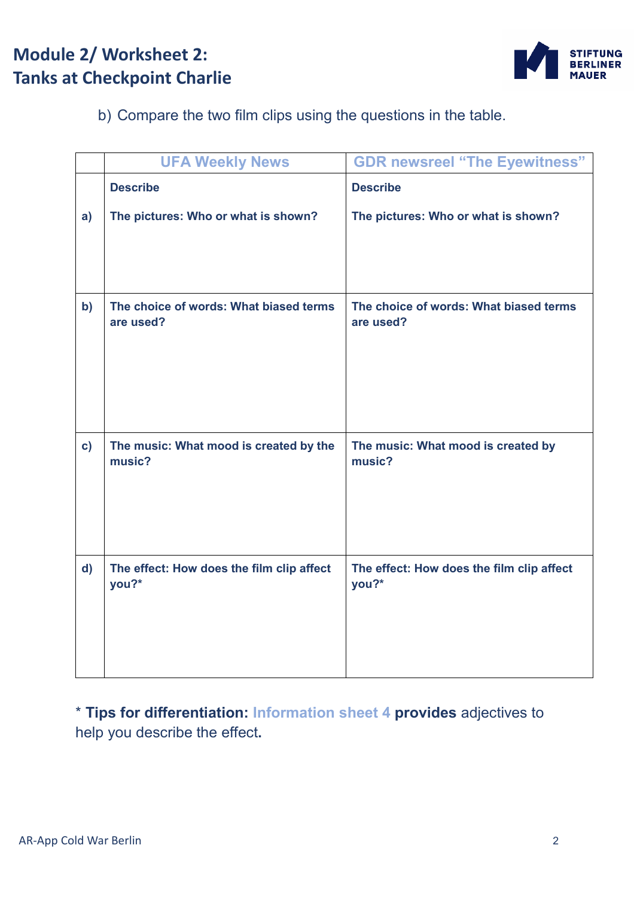# Module 2/ Worksheet 2: Tanks at Checkpoint Charlie

b) Compare the two film clips using the questions in the table.

| | UFA Weekly News | GDR newsreel "The Eyewitness" |
|---|---|---|
| a) | **Describe**<br><br>**The pictures: Who or what is shown?** | **Describe**<br><br>**The pictures: Who or what is shown?** |
| b) | **The choice of words: What biased terms are used?** | **The choice of words: What biased terms are used?** |
| c) | **The music: What mood is created by the music?** | **The music: What mood is created by music?** |
| d) | **The effect: How does the film clip affect you?*** | **The effect: How does the film clip affect you?*** |

* **Tips for differentiation:** Information sheet 4 **provides** adjectives to help you describe the effect**.**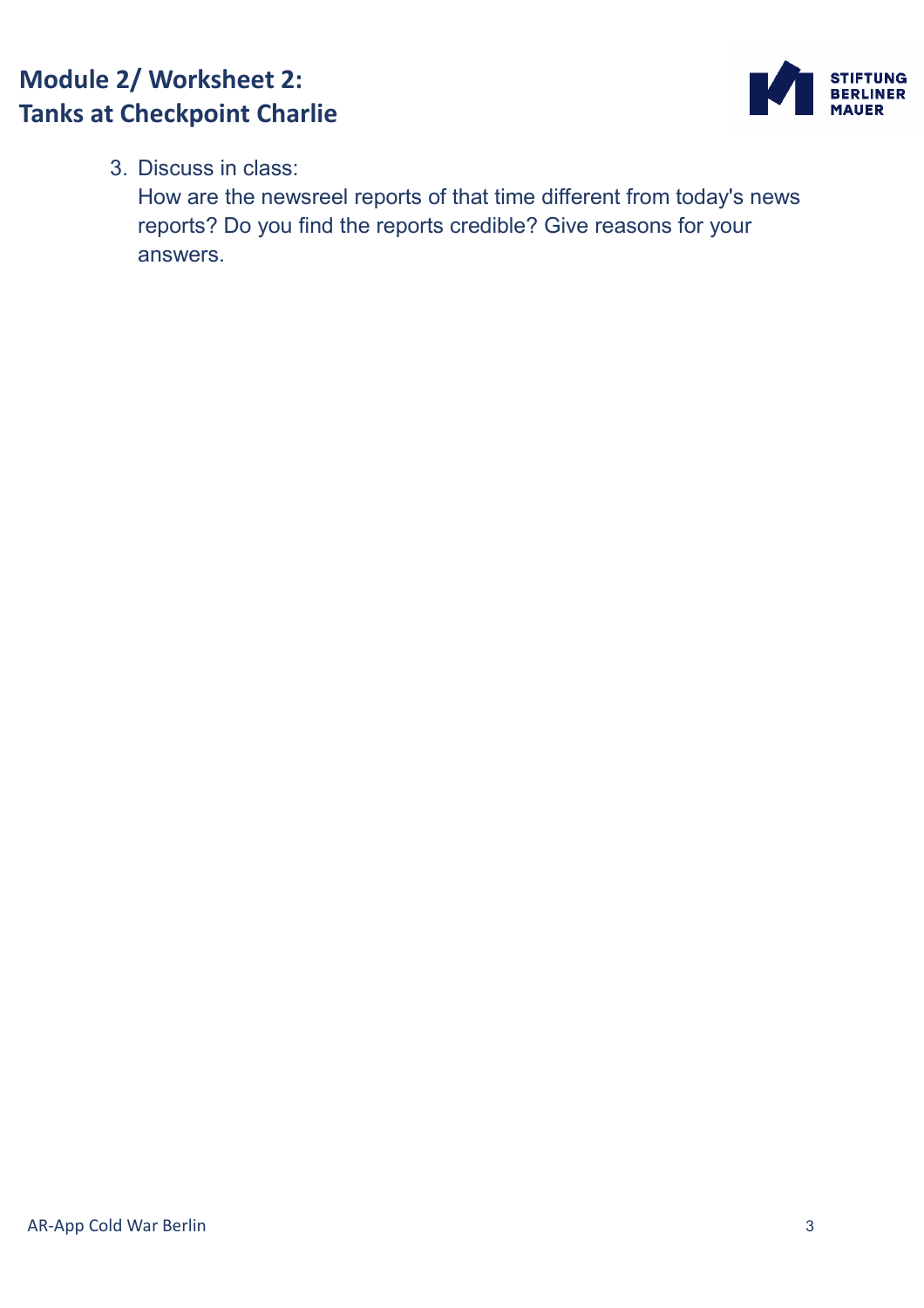# Module 2/ Worksheet 2: Tanks at Checkpoint Charlie

3. Discuss in class:
   How are the newsreel reports of that time different from today's news reports? Do you find the reports credible? Give reasons for your answers.